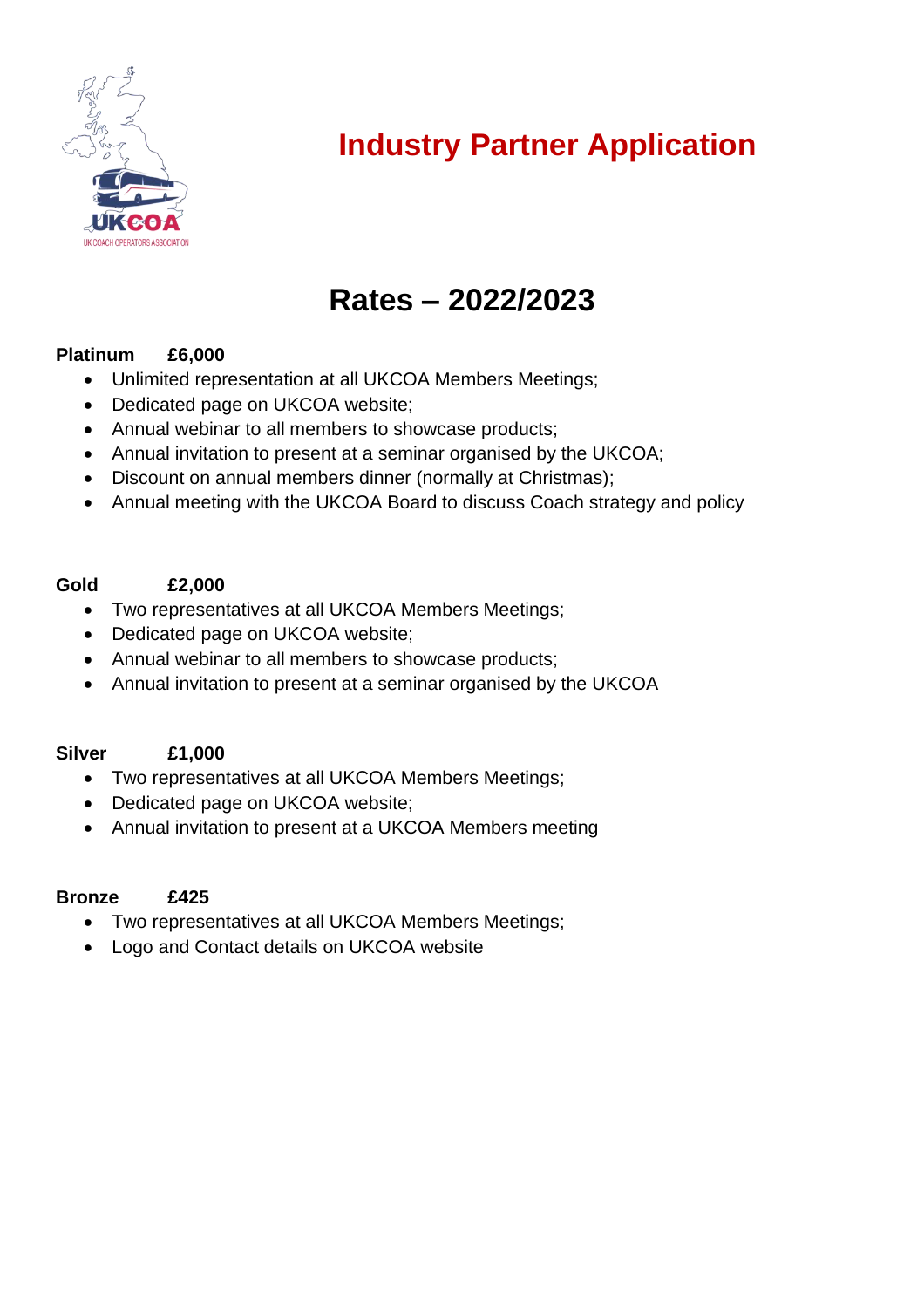# Industry Partner Application

## Rates – 2022/2023

**Platinum £6,000**

- Unlimited representation at all UKCOA Members Meetings;
- Dedicated page on UKCOA website;
- Annual webinar to all members to showcase products;
- Annual invitation to present at a seminar organised by the UKCOA;
- Discount on annual members dinner (normally at Christmas);
- Annual meeting with the UKCOA Board to discuss Coach strategy and policy

**Gold £2,000**

- Two representatives at all UKCOA Members Meetings;
- Dedicated page on UKCOA website;
- Annual webinar to all members to showcase products;
- Annual invitation to present at a seminar organised by the UKCOA

**Silver £1,000**

- Two representatives at all UKCOA Members Meetings;
- Dedicated page on UKCOA website;
- Annual invitation to present at a UKCOA Members meeting

**Bronze £425**

- Two representatives at all UKCOA Members Meetings;
- Logo and Contact details on UKCOA website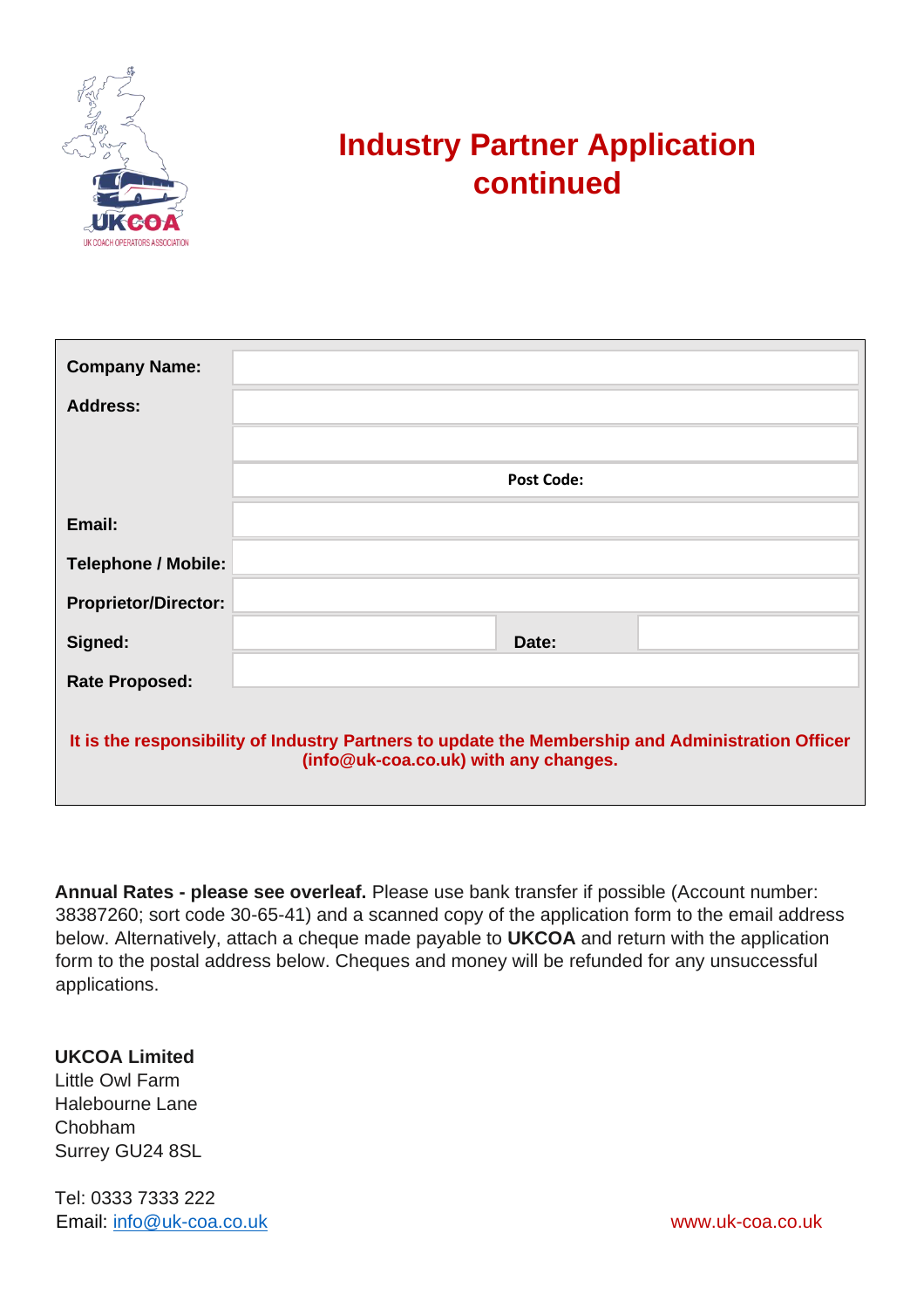# Industry Partner Application continued

| | | | |
|---|---|---|---|
| **Company Name:** | | | |
| **Address:** | | | |
| | | | |
| | **Post Code:** | | |
| **Email:** | | | |
| **Telephone / Mobile:** | | | |
| **Proprietor/Director:** | | | |
| **Signed:** | | **Date:** | |
| **Rate Proposed:** | | | |

**It is the responsibility of Industry Partners to update the Membership and Administration Officer (info@uk-coa.co.uk) with any changes.**

**Annual Rates - please see overleaf.** Please use bank transfer if possible (Account number: 38387260; sort code 30-65-41) and a scanned copy of the application form to the email address below. Alternatively, attach a cheque made payable to **UKCOA** and return with the application form to the postal address below. Cheques and money will be refunded for any unsuccessful applications.

**UKCOA Limited**
Little Owl Farm
Halebourne Lane
Chobham
Surrey GU24 8SL

Tel: 0333 7333 222
Email: info@uk-coa.co.uk

www.uk-coa.co.uk